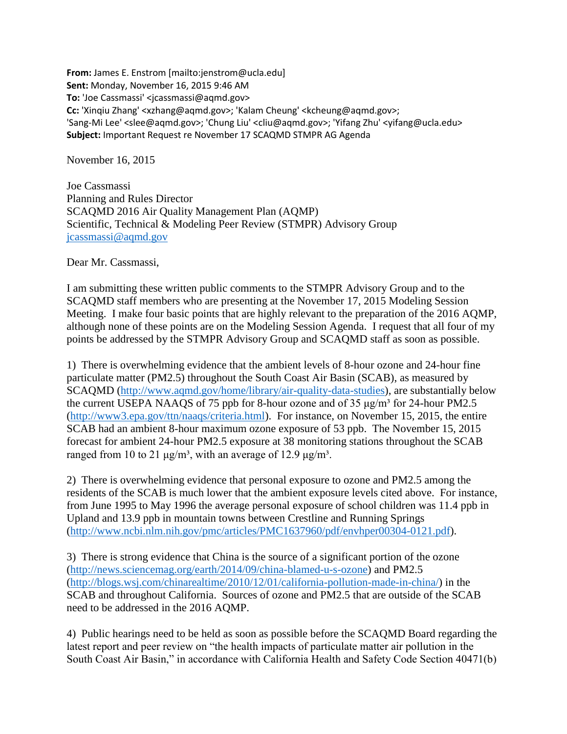**From:** James E. Enstrom [mailto:jenstrom@ucla.edu]
**Sent:** Monday, November 16, 2015 9:46 AM
**To:** 'Joe Cassmassi' <jcassmassi@aqmd.gov>
**Cc:** 'Xinqiu Zhang' <xzhang@aqmd.gov>; 'Kalam Cheung' <kcheung@aqmd.gov>; 'Sang-Mi Lee' <slee@aqmd.gov>; 'Chung Liu' <cliu@aqmd.gov>; 'Yifang Zhu' <yifang@ucla.edu>
**Subject:** Important Request re November 17 SCAQMD STMPR AG Agenda

November 16, 2015

Joe Cassmassi
Planning and Rules Director
SCAQMD 2016 Air Quality Management Plan (AQMP)
Scientific, Technical & Modeling Peer Review (STMPR) Advisory Group
jcassmassi@aqmd.gov

Dear Mr. Cassmassi,

I am submitting these written public comments to the STMPR Advisory Group and to the SCAQMD staff members who are presenting at the November 17, 2015 Modeling Session Meeting. I make four basic points that are highly relevant to the preparation of the 2016 AQMP, although none of these points are on the Modeling Session Agenda. I request that all four of my points be addressed by the STMPR Advisory Group and SCAQMD staff as soon as possible.

1) There is overwhelming evidence that the ambient levels of 8-hour ozone and 24-hour fine particulate matter (PM2.5) throughout the South Coast Air Basin (SCAB), as measured by SCAQMD (http://www.aqmd.gov/home/library/air-quality-data-studies), are substantially below the current USEPA NAAQS of 75 ppb for 8-hour ozone and of 35 µg/m³ for 24-hour PM2.5 (http://www3.epa.gov/ttn/naaqs/criteria.html). For instance, on November 15, 2015, the entire SCAB had an ambient 8-hour maximum ozone exposure of 53 ppb. The November 15, 2015 forecast for ambient 24-hour PM2.5 exposure at 38 monitoring stations throughout the SCAB ranged from 10 to 21 µg/m³, with an average of 12.9 µg/m³.

2) There is overwhelming evidence that personal exposure to ozone and PM2.5 among the residents of the SCAB is much lower that the ambient exposure levels cited above. For instance, from June 1995 to May 1996 the average personal exposure of school children was 11.4 ppb in Upland and 13.9 ppb in mountain towns between Crestline and Running Springs (http://www.ncbi.nlm.nih.gov/pmc/articles/PMC1637960/pdf/envhper00304-0121.pdf).

3) There is strong evidence that China is the source of a significant portion of the ozone (http://news.sciencemag.org/earth/2014/09/china-blamed-u-s-ozone) and PM2.5 (http://blogs.wsj.com/chinarealtime/2010/12/01/california-pollution-made-in-china/) in the SCAB and throughout California. Sources of ozone and PM2.5 that are outside of the SCAB need to be addressed in the 2016 AQMP.

4) Public hearings need to be held as soon as possible before the SCAQMD Board regarding the latest report and peer review on "the health impacts of particulate matter air pollution in the South Coast Air Basin," in accordance with California Health and Safety Code Section 40471(b)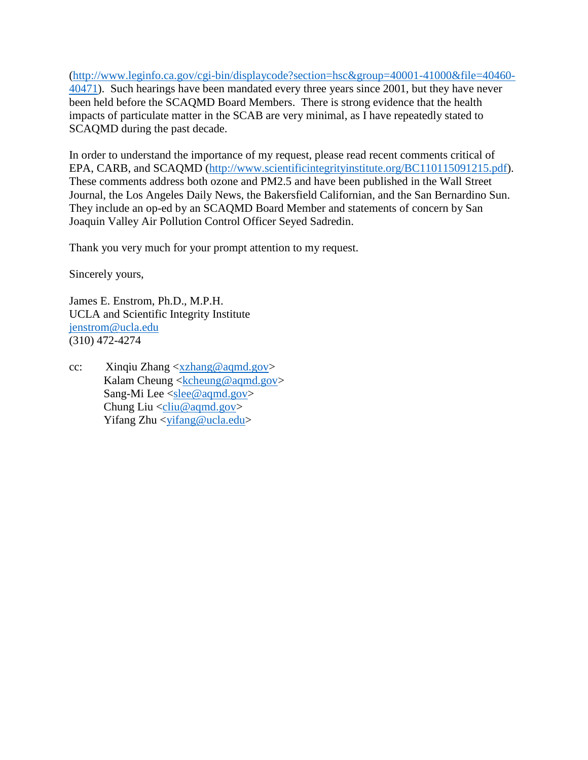(http://www.leginfo.ca.gov/cgi-bin/displaycode?section=hsc&group=40001-41000&file=40460-40471). Such hearings have been mandated every three years since 2001, but they have never been held before the SCAQMD Board Members. There is strong evidence that the health impacts of particulate matter in the SCAB are very minimal, as I have repeatedly stated to SCAQMD during the past decade.

In order to understand the importance of my request, please read recent comments critical of EPA, CARB, and SCAQMD (http://www.scientificintegrityinstitute.org/BC110115091215.pdf). These comments address both ozone and PM2.5 and have been published in the Wall Street Journal, the Los Angeles Daily News, the Bakersfield Californian, and the San Bernardino Sun. They include an op-ed by an SCAQMD Board Member and statements of concern by San Joaquin Valley Air Pollution Control Officer Seyed Sadredin.

Thank you very much for your prompt attention to my request.

Sincerely yours,

James E. Enstrom, Ph.D., M.P.H.
UCLA and Scientific Integrity Institute
jenstrom@ucla.edu
(310) 472-4274

cc: Xinqiu Zhang <xzhang@aqmd.gov>
Kalam Cheung <kcheung@aqmd.gov>
Sang-Mi Lee <slee@aqmd.gov>
Chung Liu <cliu@aqmd.gov>
Yifang Zhu <yifang@ucla.edu>